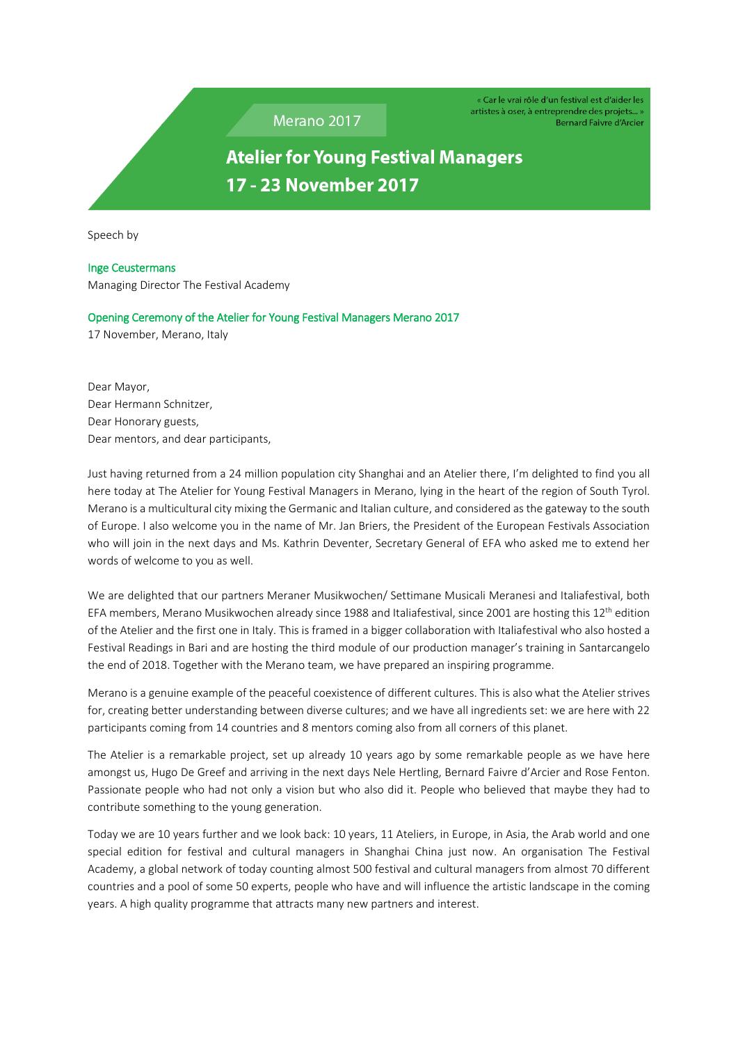« Car le vrai rôle d'un festival est d'aider les artistes à oser, à entreprendre des projets... »
Bernard Faivre d'Arcier

Merano 2017

# Atelier for Young Festival Managers 17 - 23 November 2017

Speech by

Inge Ceustermans
Managing Director The Festival Academy

Opening Ceremony of the Atelier for Young Festival Managers Merano 2017
17 November, Merano, Italy

Dear Mayor,
Dear Hermann Schnitzer,
Dear Honorary guests,
Dear mentors, and dear participants,

Just having returned from a 24 million population city Shanghai and an Atelier there, I'm delighted to find you all here today at The Atelier for Young Festival Managers in Merano, lying in the heart of the region of South Tyrol. Merano is a multicultural city mixing the Germanic and Italian culture, and considered as the gateway to the south of Europe. I also welcome you in the name of Mr. Jan Briers, the President of the European Festivals Association who will join in the next days and Ms. Kathrin Deventer, Secretary General of EFA who asked me to extend her words of welcome to you as well.

We are delighted that our partners Meraner Musikwochen/ Settimane Musicali Meranesi and Italiafestival, both EFA members, Merano Musikwochen already since 1988 and Italiafestival, since 2001 are hosting this 12th edition of the Atelier and the first one in Italy. This is framed in a bigger collaboration with Italiafestival who also hosted a Festival Readings in Bari and are hosting the third module of our production manager's training in Santarcangelo the end of 2018. Together with the Merano team, we have prepared an inspiring programme.

Merano is a genuine example of the peaceful coexistence of different cultures. This is also what the Atelier strives for, creating better understanding between diverse cultures; and we have all ingredients set: we are here with 22 participants coming from 14 countries and 8 mentors coming also from all corners of this planet.

The Atelier is a remarkable project, set up already 10 years ago by some remarkable people as we have here amongst us, Hugo De Greef and arriving in the next days Nele Hertling, Bernard Faivre d'Arcier and Rose Fenton. Passionate people who had not only a vision but who also did it. People who believed that maybe they had to contribute something to the young generation.

Today we are 10 years further and we look back: 10 years, 11 Ateliers, in Europe, in Asia, the Arab world and one special edition for festival and cultural managers in Shanghai China just now. An organisation The Festival Academy, a global network of today counting almost 500 festival and cultural managers from almost 70 different countries and a pool of some 50 experts, people who have and will influence the artistic landscape in the coming years. A high quality programme that attracts many new partners and interest.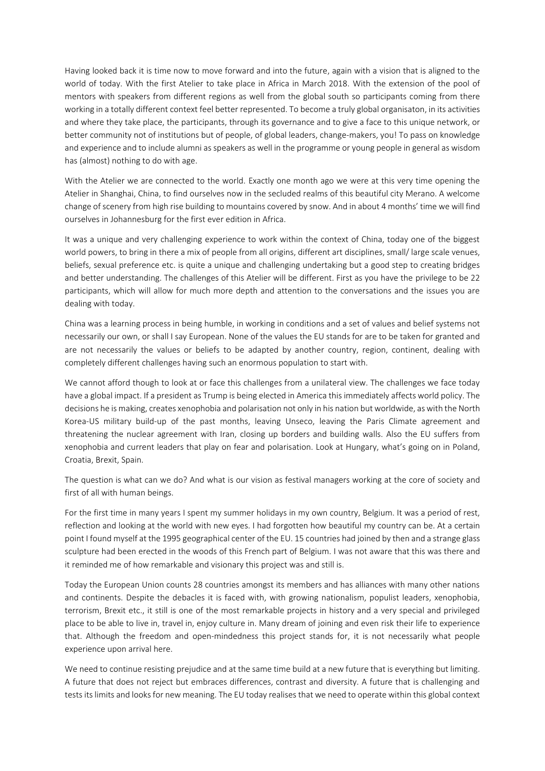Having looked back it is time now to move forward and into the future, again with a vision that is aligned to the world of today. With the first Atelier to take place in Africa in March 2018. With the extension of the pool of mentors with speakers from different regions as well from the global south so participants coming from there working in a totally different context feel better represented. To become a truly global organisaton, in its activities and where they take place, the participants, through its governance and to give a face to this unique network, or better community not of institutions but of people, of global leaders, change-makers, you! To pass on knowledge and experience and to include alumni as speakers as well in the programme or young people in general as wisdom has (almost) nothing to do with age.

With the Atelier we are connected to the world. Exactly one month ago we were at this very time opening the Atelier in Shanghai, China, to find ourselves now in the secluded realms of this beautiful city Merano. A welcome change of scenery from high rise building to mountains covered by snow. And in about 4 months' time we will find ourselves in Johannesburg for the first ever edition in Africa.

It was a unique and very challenging experience to work within the context of China, today one of the biggest world powers, to bring in there a mix of people from all origins, different art disciplines, small/ large scale venues, beliefs, sexual preference etc. is quite a unique and challenging undertaking but a good step to creating bridges and better understanding. The challenges of this Atelier will be different. First as you have the privilege to be 22 participants, which will allow for much more depth and attention to the conversations and the issues you are dealing with today.

China was a learning process in being humble, in working in conditions and a set of values and belief systems not necessarily our own, or shall I say European. None of the values the EU stands for are to be taken for granted and are not necessarily the values or beliefs to be adapted by another country, region, continent, dealing with completely different challenges having such an enormous population to start with.

We cannot afford though to look at or face this challenges from a unilateral view. The challenges we face today have a global impact. If a president as Trump is being elected in America this immediately affects world policy. The decisions he is making, creates xenophobia and polarisation not only in his nation but worldwide, as with the North Korea-US military build-up of the past months, leaving Unseco, leaving the Paris Climate agreement and threatening the nuclear agreement with Iran, closing up borders and building walls. Also the EU suffers from xenophobia and current leaders that play on fear and polarisation. Look at Hungary, what's going on in Poland, Croatia, Brexit, Spain.

The question is what can we do? And what is our vision as festival managers working at the core of society and first of all with human beings.

For the first time in many years I spent my summer holidays in my own country, Belgium. It was a period of rest, reflection and looking at the world with new eyes. I had forgotten how beautiful my country can be. At a certain point I found myself at the 1995 geographical center of the EU. 15 countries had joined by then and a strange glass sculpture had been erected in the woods of this French part of Belgium. I was not aware that this was there and it reminded me of how remarkable and visionary this project was and still is.

Today the European Union counts 28 countries amongst its members and has alliances with many other nations and continents. Despite the debacles it is faced with, with growing nationalism, populist leaders, xenophobia, terrorism, Brexit etc., it still is one of the most remarkable projects in history and a very special and privileged place to be able to live in, travel in, enjoy culture in. Many dream of joining and even risk their life to experience that. Although the freedom and open-mindedness this project stands for, it is not necessarily what people experience upon arrival here.

We need to continue resisting prejudice and at the same time build at a new future that is everything but limiting. A future that does not reject but embraces differences, contrast and diversity. A future that is challenging and tests its limits and looks for new meaning. The EU today realises that we need to operate within this global context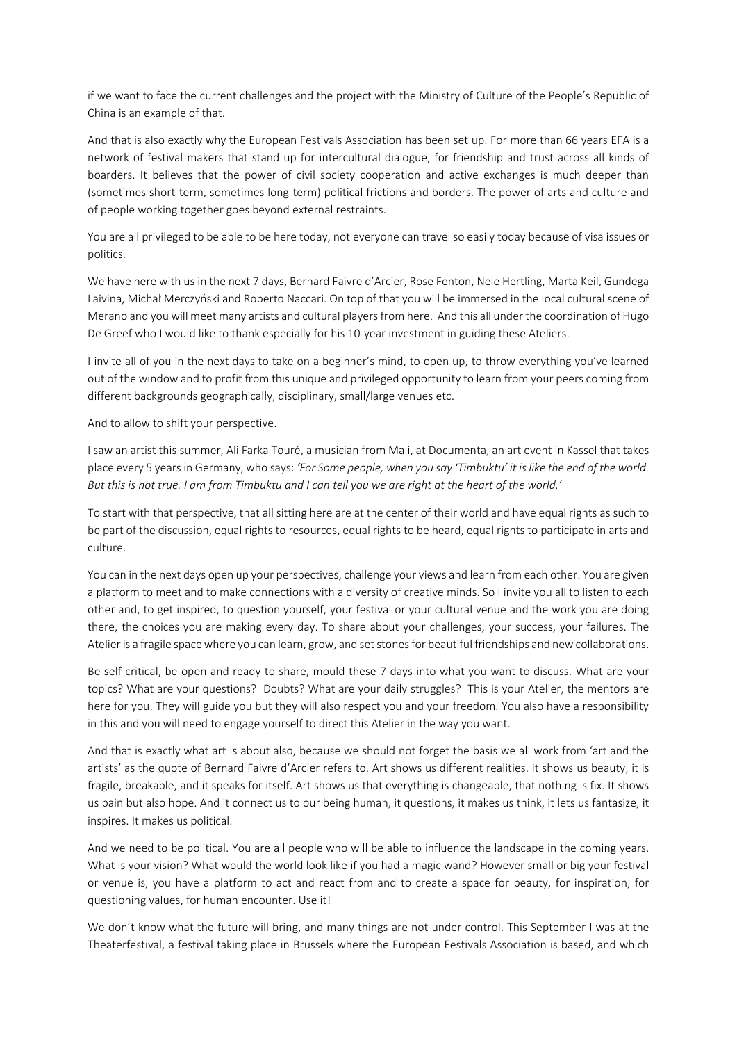if we want to face the current challenges and the project with the Ministry of Culture of the People's Republic of China is an example of that.

And that is also exactly why the European Festivals Association has been set up. For more than 66 years EFA is a network of festival makers that stand up for intercultural dialogue, for friendship and trust across all kinds of boarders. It believes that the power of civil society cooperation and active exchanges is much deeper than (sometimes short-term, sometimes long-term) political frictions and borders. The power of arts and culture and of people working together goes beyond external restraints.

You are all privileged to be able to be here today, not everyone can travel so easily today because of visa issues or politics.

We have here with us in the next 7 days, Bernard Faivre d'Arcier, Rose Fenton, Nele Hertling, Marta Keil, Gundega Laivina, Michał Merczyński and Roberto Naccari. On top of that you will be immersed in the local cultural scene of Merano and you will meet many artists and cultural players from here. And this all under the coordination of Hugo De Greef who I would like to thank especially for his 10-year investment in guiding these Ateliers.

I invite all of you in the next days to take on a beginner's mind, to open up, to throw everything you've learned out of the window and to profit from this unique and privileged opportunity to learn from your peers coming from different backgrounds geographically, disciplinary, small/large venues etc.

And to allow to shift your perspective.

I saw an artist this summer, Ali Farka Touré, a musician from Mali, at Documenta, an art event in Kassel that takes place every 5 years in Germany, who says: *'For Some people, when you say 'Timbuktu' it is like the end of the world. But this is not true. I am from Timbuktu and I can tell you we are right at the heart of the world.'*

To start with that perspective, that all sitting here are at the center of their world and have equal rights as such to be part of the discussion, equal rights to resources, equal rights to be heard, equal rights to participate in arts and culture.

You can in the next days open up your perspectives, challenge your views and learn from each other. You are given a platform to meet and to make connections with a diversity of creative minds. So I invite you all to listen to each other and, to get inspired, to question yourself, your festival or your cultural venue and the work you are doing there, the choices you are making every day. To share about your challenges, your success, your failures. The Atelier is a fragile space where you can learn, grow, and set stones for beautiful friendships and new collaborations.

Be self-critical, be open and ready to share, mould these 7 days into what you want to discuss. What are your topics? What are your questions? Doubts? What are your daily struggles? This is your Atelier, the mentors are here for you. They will guide you but they will also respect you and your freedom. You also have a responsibility in this and you will need to engage yourself to direct this Atelier in the way you want.

And that is exactly what art is about also, because we should not forget the basis we all work from 'art and the artists' as the quote of Bernard Faivre d'Arcier refers to. Art shows us different realities. It shows us beauty, it is fragile, breakable, and it speaks for itself. Art shows us that everything is changeable, that nothing is fix. It shows us pain but also hope. And it connect us to our being human, it questions, it makes us think, it lets us fantasize, it inspires. It makes us political.

And we need to be political. You are all people who will be able to influence the landscape in the coming years. What is your vision? What would the world look like if you had a magic wand? However small or big your festival or venue is, you have a platform to act and react from and to create a space for beauty, for inspiration, for questioning values, for human encounter. Use it!

We don't know what the future will bring, and many things are not under control. This September I was at the Theaterfestival, a festival taking place in Brussels where the European Festivals Association is based, and which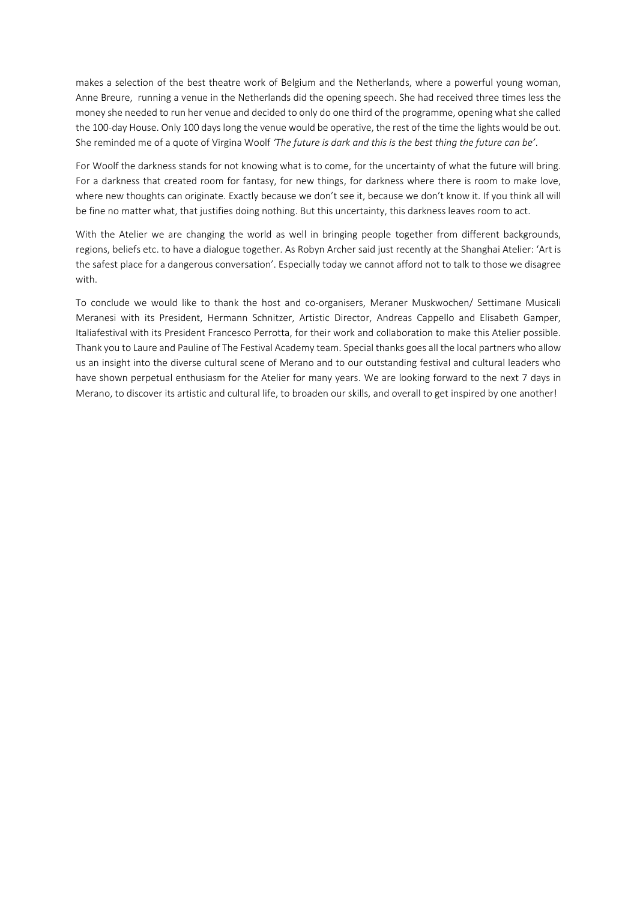makes a selection of the best theatre work of Belgium and the Netherlands, where a powerful young woman, Anne Breure, running a venue in the Netherlands did the opening speech. She had received three times less the money she needed to run her venue and decided to only do one third of the programme, opening what she called the 100-day House. Only 100 days long the venue would be operative, the rest of the time the lights would be out. She reminded me of a quote of Virgina Woolf *'The future is dark and this is the best thing the future can be'*.

For Woolf the darkness stands for not knowing what is to come, for the uncertainty of what the future will bring. For a darkness that created room for fantasy, for new things, for darkness where there is room to make love, where new thoughts can originate. Exactly because we don't see it, because we don't know it. If you think all will be fine no matter what, that justifies doing nothing. But this uncertainty, this darkness leaves room to act.

With the Atelier we are changing the world as well in bringing people together from different backgrounds, regions, beliefs etc. to have a dialogue together. As Robyn Archer said just recently at the Shanghai Atelier: 'Art is the safest place for a dangerous conversation'. Especially today we cannot afford not to talk to those we disagree with.

To conclude we would like to thank the host and co-organisers, Meraner Muskwochen/ Settimane Musicali Meranesi with its President, Hermann Schnitzer, Artistic Director, Andreas Cappello and Elisabeth Gamper, Italiafestival with its President Francesco Perrotta, for their work and collaboration to make this Atelier possible. Thank you to Laure and Pauline of The Festival Academy team. Special thanks goes all the local partners who allow us an insight into the diverse cultural scene of Merano and to our outstanding festival and cultural leaders who have shown perpetual enthusiasm for the Atelier for many years. We are looking forward to the next 7 days in Merano, to discover its artistic and cultural life, to broaden our skills, and overall to get inspired by one another!